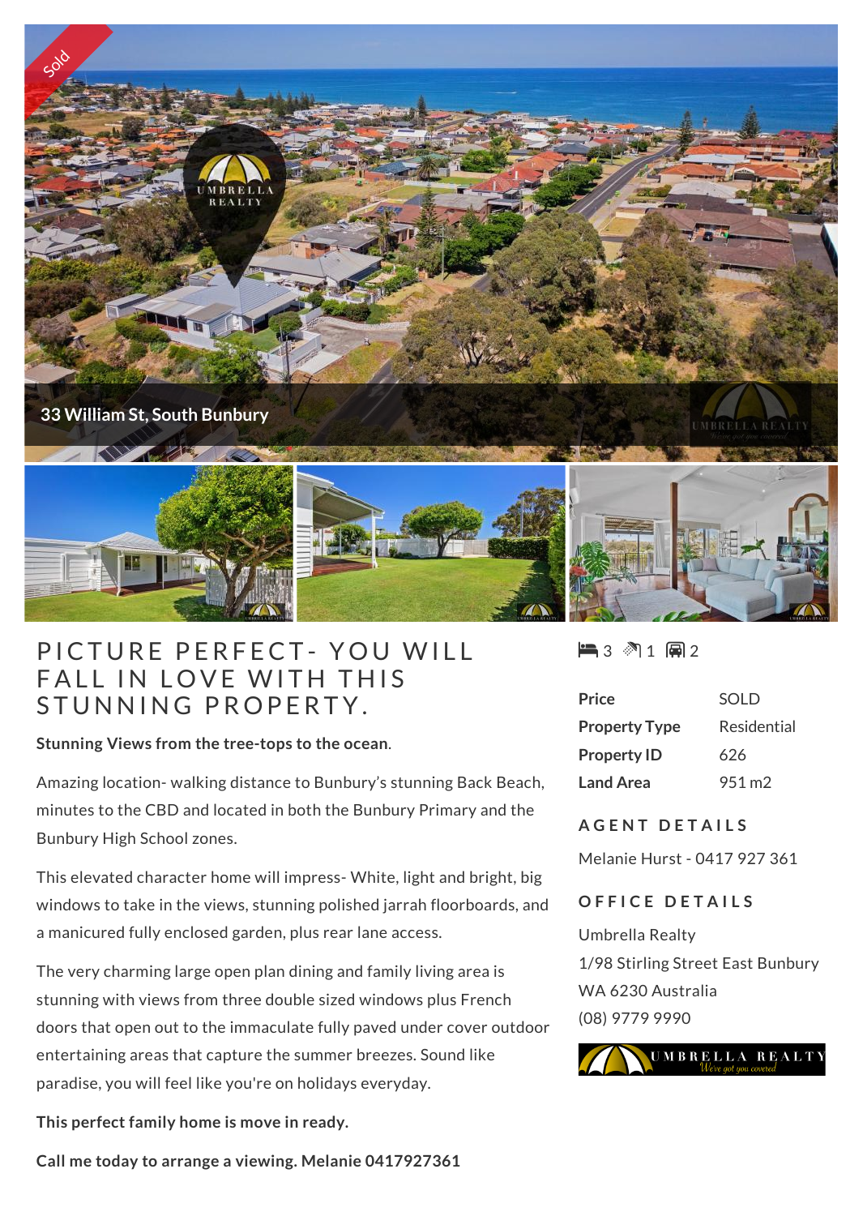Sold

33 William St, South Bunbury

# PICTURE PERFECT- YOU WILL FALL IN LOVE WITH THIS STUNNING PROPERTY.

**Stunning Views from the tree-tops to the ocean**.

Amazing location- walking distance to Bunbury's stunning Back Beach, minutes to the CBD and located in both the Bunbury Primary and the Bunbury High School zones.

This elevated character home will impress- White, light and bright, big windows to take in the views, stunning polished jarrah floorboards, and a manicured fully enclosed garden, plus rear lane access.

The very charming large open plan dining and family living area is stunning with views from three double sized windows plus French doors that open out to the immaculate fully paved under cover outdoor entertaining areas that capture the summer breezes. Sound like paradise, you will feel like you're on holidays everyday.

**This perfect family home is move in ready.**

**Call me today to arrange a viewing. Melanie 0417927361**

3 1 2

| | |
|---|---|
| **Price** | SOLD |
| **Property Type** | Residential |
| **Property ID** | 626 |
| **Land Area** | 951 m2 |

## AGENT DETAILS

Melanie Hurst - 0417 927 361

## OFFICE DETAILS

Umbrella Realty
1/98 Stirling Street East Bunbury
WA 6230 Australia
(08) 9779 9990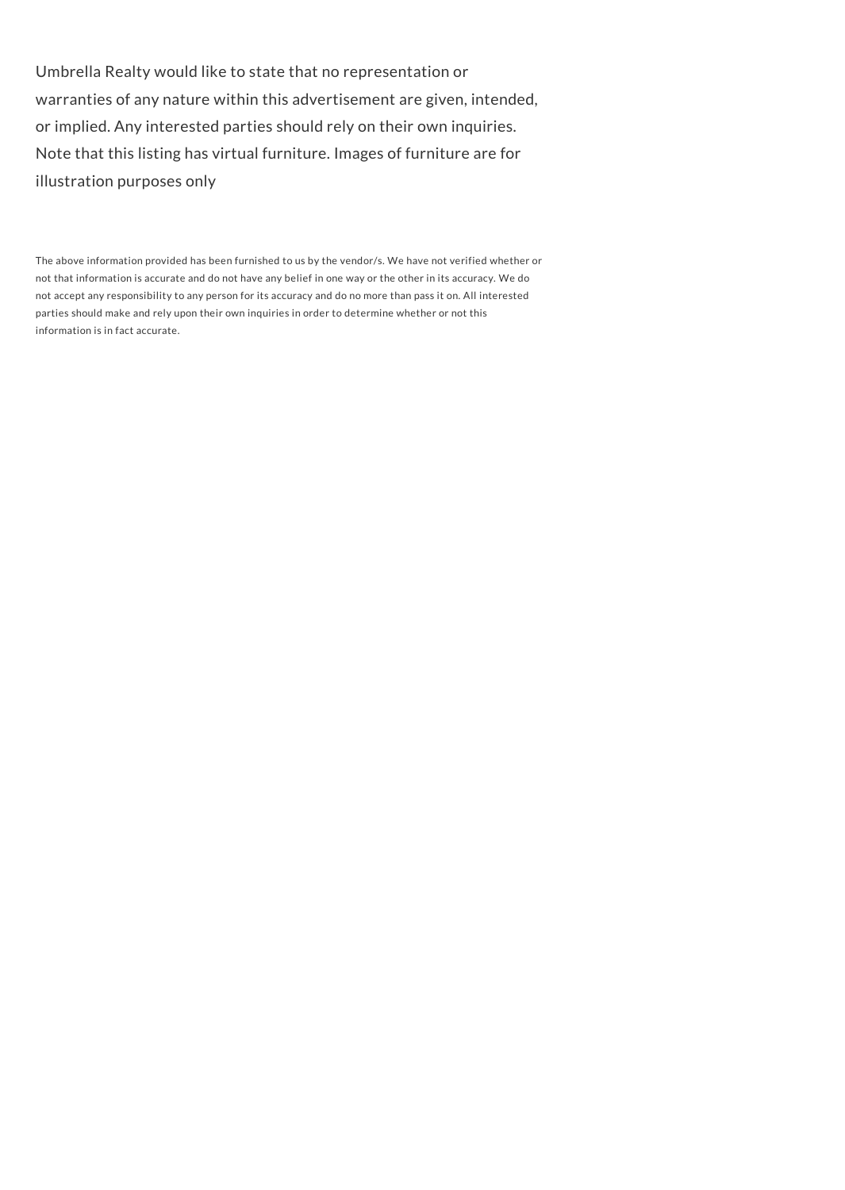Umbrella Realty would like to state that no representation or warranties of any nature within this advertisement are given, intended, or implied. Any interested parties should rely on their own inquiries. Note that this listing has virtual furniture. Images of furniture are for illustration purposes only

The above information provided has been furnished to us by the vendor/s. We have not verified whether or not that information is accurate and do not have any belief in one way or the other in its accuracy. We do not accept any responsibility to any person for its accuracy and do no more than pass it on. All interested parties should make and rely upon their own inquiries in order to determine whether or not this information is in fact accurate.